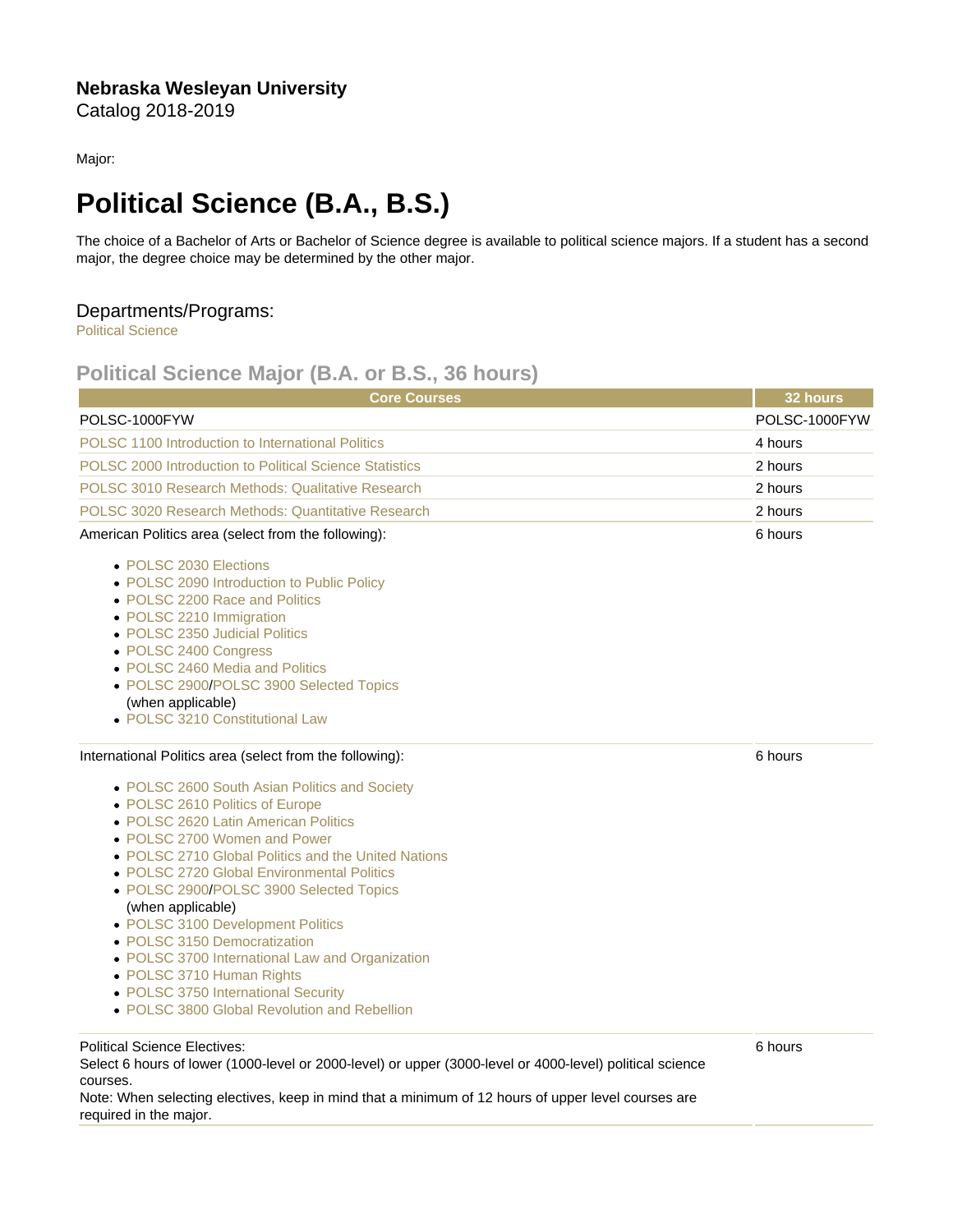**Nebraska Wesleyan University**
Catalog 2018-2019

Major:

# Political Science (B.A., B.S.)

The choice of a Bachelor of Arts or Bachelor of Science degree is available to political science majors. If a student has a second major, the degree choice may be determined by the other major.

## Departments/Programs:

Political Science

## Political Science Major (B.A. or B.S., 36 hours)

| Core Courses | 32 hours |
| --- | --- |
| POLSC-1000FYW | POLSC-1000FYW |
| POLSC 1100 Introduction to International Politics | 4 hours |
| POLSC 2000 Introduction to Political Science Statistics | 2 hours |
| POLSC 3010 Research Methods: Qualitative Research | 2 hours |
| POLSC 3020 Research Methods: Quantitative Research | 2 hours |
| American Politics area (select from the following):<br>• POLSC 2030 Elections<br>• POLSC 2090 Introduction to Public Policy<br>• POLSC 2200 Race and Politics<br>• POLSC 2210 Immigration<br>• POLSC 2350 Judicial Politics<br>• POLSC 2400 Congress<br>• POLSC 2460 Media and Politics<br>• POLSC 2900/POLSC 3900 Selected Topics (when applicable)<br>• POLSC 3210 Constitutional Law | 6 hours |
| International Politics area (select from the following):<br>• POLSC 2600 South Asian Politics and Society<br>• POLSC 2610 Politics of Europe<br>• POLSC 2620 Latin American Politics<br>• POLSC 2700 Women and Power<br>• POLSC 2710 Global Politics and the United Nations<br>• POLSC 2720 Global Environmental Politics<br>• POLSC 2900/POLSC 3900 Selected Topics (when applicable)<br>• POLSC 3100 Development Politics<br>• POLSC 3150 Democratization<br>• POLSC 3700 International Law and Organization<br>• POLSC 3710 Human Rights<br>• POLSC 3750 International Security<br>• POLSC 3800 Global Revolution and Rebellion | 6 hours |
| Political Science Electives:<br>Select 6 hours of lower (1000-level or 2000-level) or upper (3000-level or 4000-level) political science courses.<br>Note: When selecting electives, keep in mind that a minimum of 12 hours of upper level courses are required in the major. | 6 hours |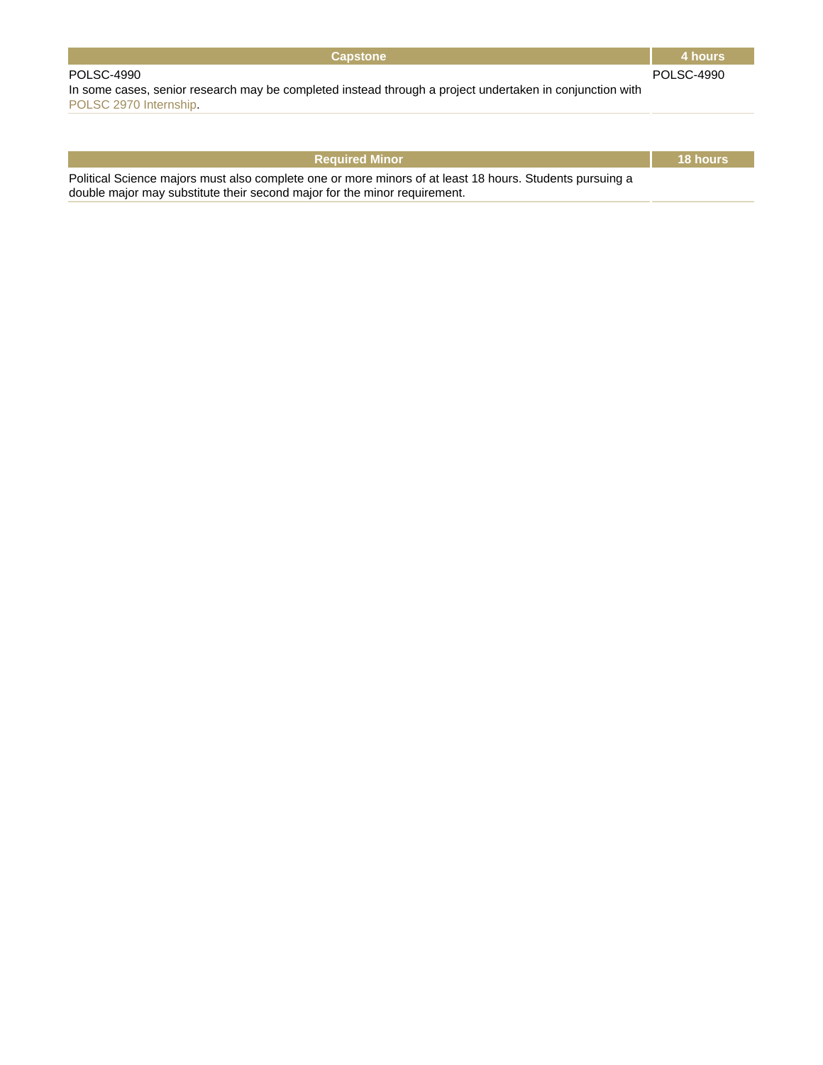| Capstone | 4 hours |
| --- | --- |
| POLSC-4990<br>In some cases, senior research may be completed instead through a project undertaken in conjunction with POLSC 2970 Internship. | POLSC-4990 |

| Required Minor | 18 hours |
| --- | --- |
| Political Science majors must also complete one or more minors of at least 18 hours. Students pursuing a double major may substitute their second major for the minor requirement. | |